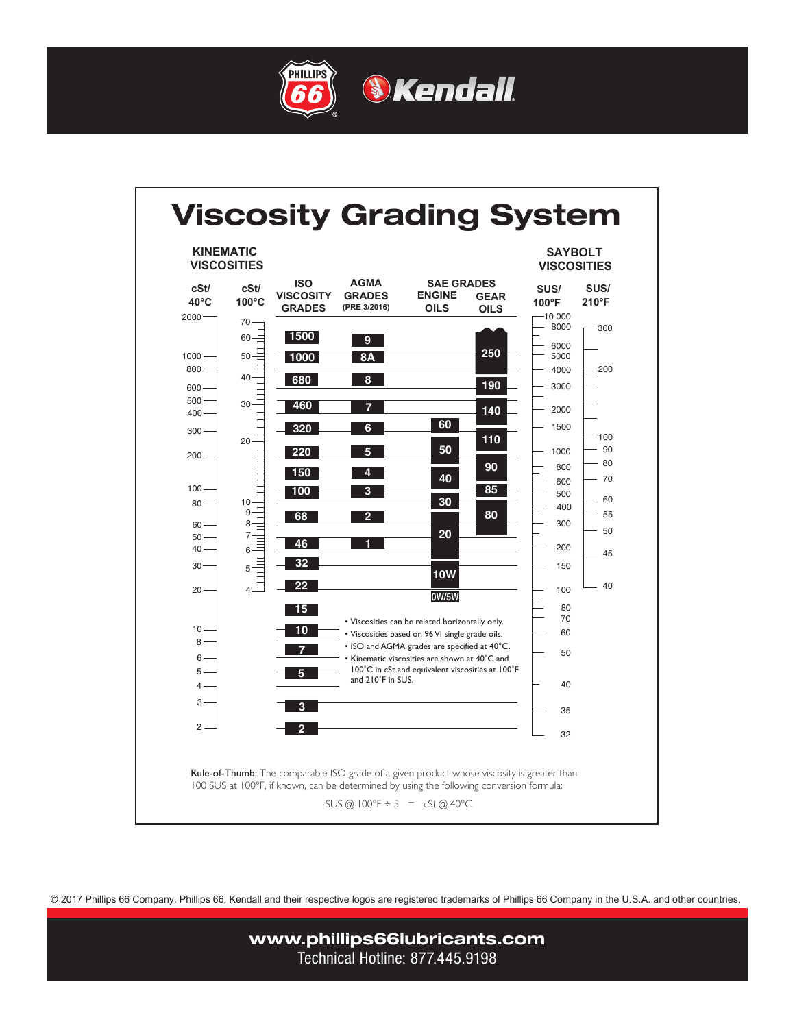# Viscosity Grading System

**KINEMATIC VISCOSITIES** | **SAYBOLT VISCOSITIES**

| cSt/ 40°C | cSt/ 100°C | ISO VISCOSITY GRADES | AGMA GRADES (PRE 3/2016) | SAE GRADES ENGINE OILS | SAE GRADES GEAR OILS | SUS/ 100°F | SUS/ 210°F |
|---|---|---|---|---|---|---|---|
| 2000 | 70 | | | | | 10 000 | |
| | 60 | 1500 | 9 | | 250 | 8000 | 300 |
| 1000 | 50 | 1000 | 8A | | | 6000 / 5000 | |
| 800 | 40 | 680 | 8 | | 190 | 4000 | 200 |
| 600 / 500 / 400 | 30 | 460 | 7 | | 140 | 3000 / 2000 | |
| 300 | | 320 | 6 | 60 | 110 | 1500 | 100 |
| 200 | 20 | 220 | 5 | 50 | | 1000 | 90 |
| | | 150 | 4 | 40 | 90 | 800 | 80 |
| 100 | | 100 | 3 | | 85 | 600 / 500 | 70 |
| 80 | 10 / 9 | 68 | 2 | 30 | 80 | 400 | 60 |
| 60 / 50 | 8 / 7 | | | 20 | | 300 | 55 |
| 40 | 6 | 46 | 1 | | | 200 | 50 |
| 30 | 5 | 32 | | 10W | | 150 | 45 |
| 20 | 4 | 22 | | 0W/5W | | 100 | 40 |
| | | 15 | | | | 80 / 70 | |
| 10 / 8 | | 10 | | | | 60 | |
| 6 | | 7 | | | | 50 | |
| 5 / 4 | | 5 | | | | 40 | |
| 3 | | 3 | | | | 35 | |
| 2 | | 2 | | | | 32 | |

- Viscosities can be related horizontally only.
- Viscosities based on 96 VI single grade oils.
- ISO and AGMA grades are specified at 40°C.
- Kinematic viscosities are shown at 40°C and 100°C in cSt and equivalent viscosities at 100°F and 210°F in SUS.

Rule-of-Thumb: The comparable ISO grade of a given product whose viscosity is greater than 100 SUS at 100°F, if known, can be determined by using the following conversion formula:

$$\text{SUS @ } 100°F \div 5 = \text{cSt @ } 40°C$$

© 2017 Phillips 66 Company. Phillips 66, Kendall and their respective logos are registered trademarks of Phillips 66 Company in the U.S.A. and other countries.

**www.phillips66lubricants.com**
Technical Hotline: 877.445.9198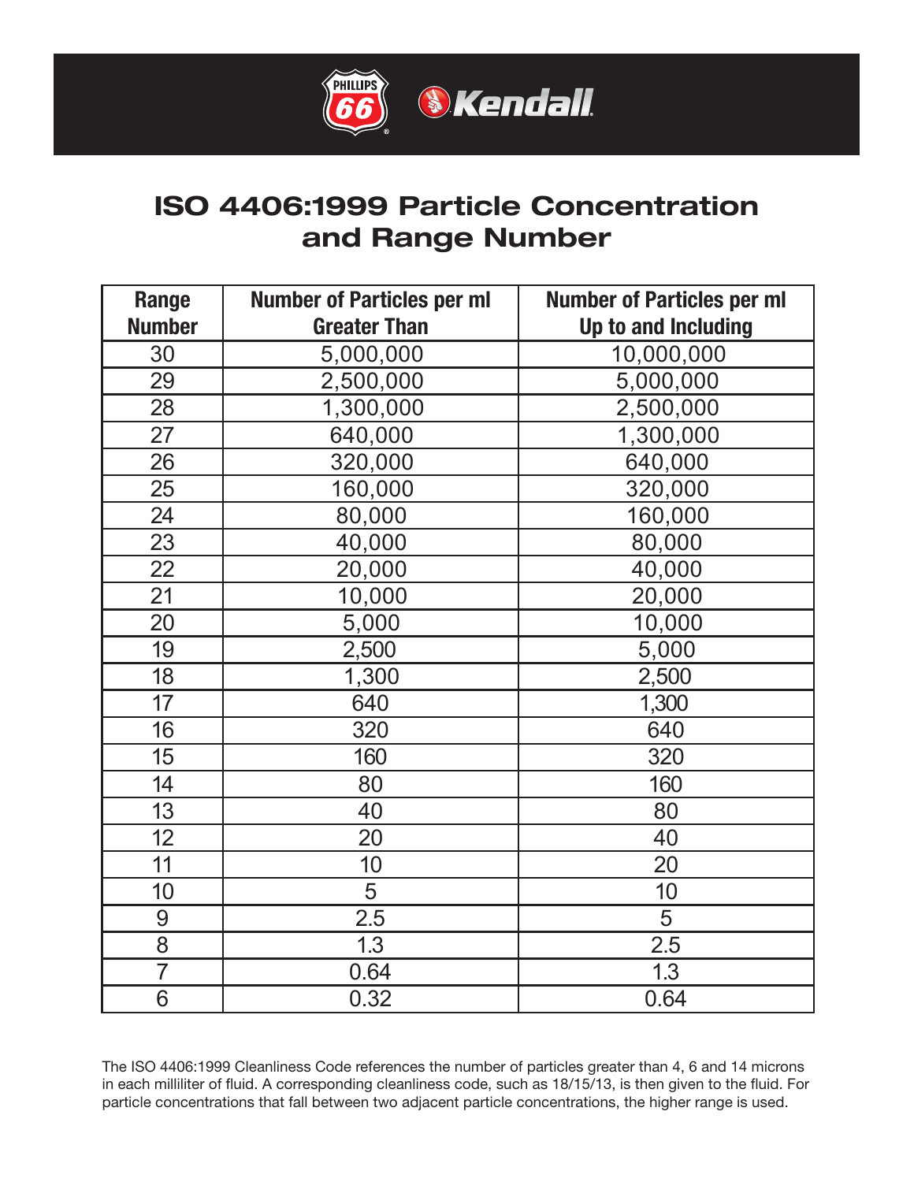# ISO 4406:1999 Particle Concentration and Range Number

| Range Number | Number of Particles per ml Greater Than | Number of Particles per ml Up to and Including |
|---|---|---|
| 30 | 5,000,000 | 10,000,000 |
| 29 | 2,500,000 | 5,000,000 |
| 28 | 1,300,000 | 2,500,000 |
| 27 | 640,000 | 1,300,000 |
| 26 | 320,000 | 640,000 |
| 25 | 160,000 | 320,000 |
| 24 | 80,000 | 160,000 |
| 23 | 40,000 | 80,000 |
| 22 | 20,000 | 40,000 |
| 21 | 10,000 | 20,000 |
| 20 | 5,000 | 10,000 |
| 19 | 2,500 | 5,000 |
| 18 | 1,300 | 2,500 |
| 17 | 640 | 1,300 |
| 16 | 320 | 640 |
| 15 | 160 | 320 |
| 14 | 80 | 160 |
| 13 | 40 | 80 |
| 12 | 20 | 40 |
| 11 | 10 | 20 |
| 10 | 5 | 10 |
| 9 | 2.5 | 5 |
| 8 | 1.3 | 2.5 |
| 7 | 0.64 | 1.3 |
| 6 | 0.32 | 0.64 |

The ISO 4406:1999 Cleanliness Code references the number of particles greater than 4, 6 and 14 microns in each milliliter of fluid. A corresponding cleanliness code, such as 18/15/13, is then given to the fluid. For particle concentrations that fall between two adjacent particle concentrations, the higher range is used.